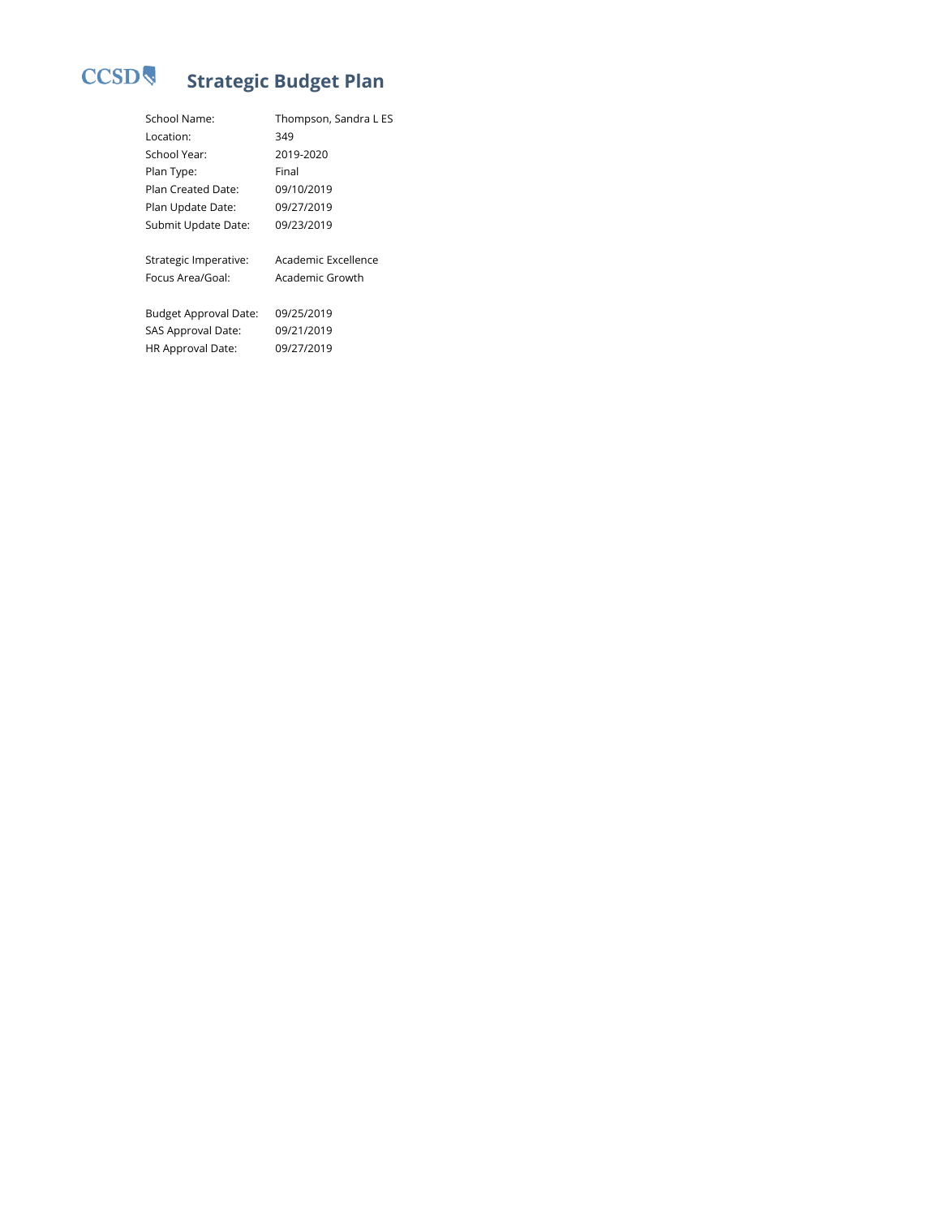CCSD

# Strategic Budget Plan

| | |
|---|---|
| School Name: | Thompson, Sandra L ES |
| Location: | 349 |
| School Year: | 2019-2020 |
| Plan Type: | Final |
| Plan Created Date: | 09/10/2019 |
| Plan Update Date: | 09/27/2019 |
| Submit Update Date: | 09/23/2019 |
| | |
| Strategic Imperative: | Academic Excellence |
| Focus Area/Goal: | Academic Growth |
| | |
| Budget Approval Date: | 09/25/2019 |
| SAS Approval Date: | 09/21/2019 |
| HR Approval Date: | 09/27/2019 |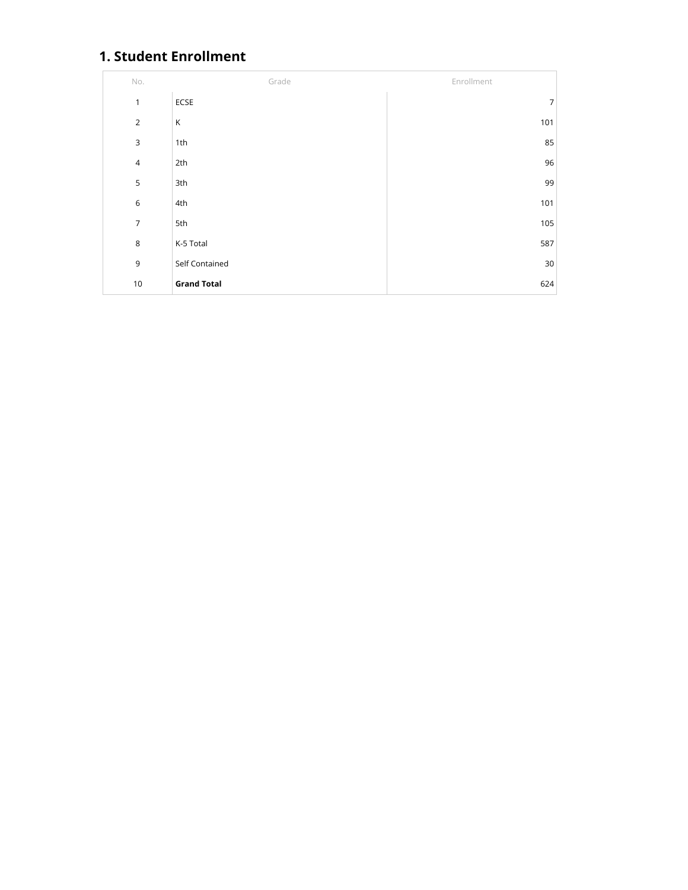## 1. Student Enrollment

| No. | Grade | Enrollment |
|---|---|---|
| 1 | ECSE | 7 |
| 2 | K | 101 |
| 3 | 1th | 85 |
| 4 | 2th | 96 |
| 5 | 3th | 99 |
| 6 | 4th | 101 |
| 7 | 5th | 105 |
| 8 | K-5 Total | 587 |
| 9 | Self Contained | 30 |
| 10 | **Grand Total** | 624 |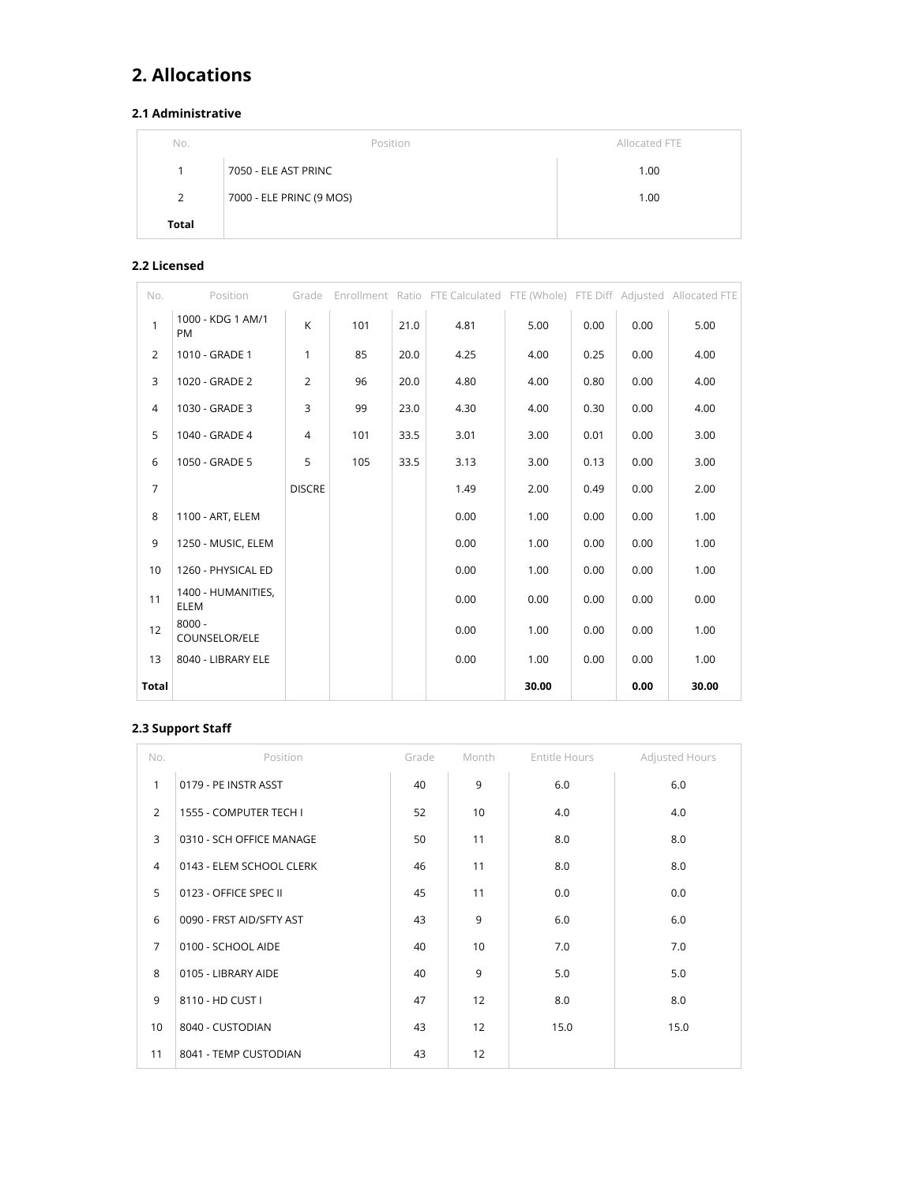## 2. Allocations

### 2.1 Administrative

| No. | Position | Allocated FTE |
|---|---|---|
| 1 | 7050 - ELE AST PRINC | 1.00 |
| 2 | 7000 - ELE PRINC (9 MOS) | 1.00 |
| **Total** | | |

### 2.2 Licensed

| No. | Position | Grade | Enrollment | Ratio | FTE Calculated | FTE (Whole) | FTE Diff | Adjusted | Allocated FTE |
|---|---|---|---|---|---|---|---|---|---|
| 1 | 1000 - KDG 1 AM/1 PM | K | 101 | 21.0 | 4.81 | 5.00 | 0.00 | 0.00 | 5.00 |
| 2 | 1010 - GRADE 1 | 1 | 85 | 20.0 | 4.25 | 4.00 | 0.25 | 0.00 | 4.00 |
| 3 | 1020 - GRADE 2 | 2 | 96 | 20.0 | 4.80 | 4.00 | 0.80 | 0.00 | 4.00 |
| 4 | 1030 - GRADE 3 | 3 | 99 | 23.0 | 4.30 | 4.00 | 0.30 | 0.00 | 4.00 |
| 5 | 1040 - GRADE 4 | 4 | 101 | 33.5 | 3.01 | 3.00 | 0.01 | 0.00 | 3.00 |
| 6 | 1050 - GRADE 5 | 5 | 105 | 33.5 | 3.13 | 3.00 | 0.13 | 0.00 | 3.00 |
| 7 | | DISCRE | | | 1.49 | 2.00 | 0.49 | 0.00 | 2.00 |
| 8 | 1100 - ART, ELEM | | | | 0.00 | 1.00 | 0.00 | 0.00 | 1.00 |
| 9 | 1250 - MUSIC, ELEM | | | | 0.00 | 1.00 | 0.00 | 0.00 | 1.00 |
| 10 | 1260 - PHYSICAL ED | | | | 0.00 | 1.00 | 0.00 | 0.00 | 1.00 |
| 11 | 1400 - HUMANITIES, ELEM | | | | 0.00 | 0.00 | 0.00 | 0.00 | 0.00 |
| 12 | 8000 - COUNSELOR/ELE | | | | 0.00 | 1.00 | 0.00 | 0.00 | 1.00 |
| 13 | 8040 - LIBRARY ELE | | | | 0.00 | 1.00 | 0.00 | 0.00 | 1.00 |
| **Total** | | | | | | **30.00** | | **0.00** | **30.00** |

### 2.3 Support Staff

| No. | Position | Grade | Month | Entitle Hours | Adjusted Hours |
|---|---|---|---|---|---|
| 1 | 0179 - PE INSTR ASST | 40 | 9 | 6.0 | 6.0 |
| 2 | 1555 - COMPUTER TECH I | 52 | 10 | 4.0 | 4.0 |
| 3 | 0310 - SCH OFFICE MANAGE | 50 | 11 | 8.0 | 8.0 |
| 4 | 0143 - ELEM SCHOOL CLERK | 46 | 11 | 8.0 | 8.0 |
| 5 | 0123 - OFFICE SPEC II | 45 | 11 | 0.0 | 0.0 |
| 6 | 0090 - FRST AID/SFTY AST | 43 | 9 | 6.0 | 6.0 |
| 7 | 0100 - SCHOOL AIDE | 40 | 10 | 7.0 | 7.0 |
| 8 | 0105 - LIBRARY AIDE | 40 | 9 | 5.0 | 5.0 |
| 9 | 8110 - HD CUST I | 47 | 12 | 8.0 | 8.0 |
| 10 | 8040 - CUSTODIAN | 43 | 12 | 15.0 | 15.0 |
| 11 | 8041 - TEMP CUSTODIAN | 43 | 12 | | |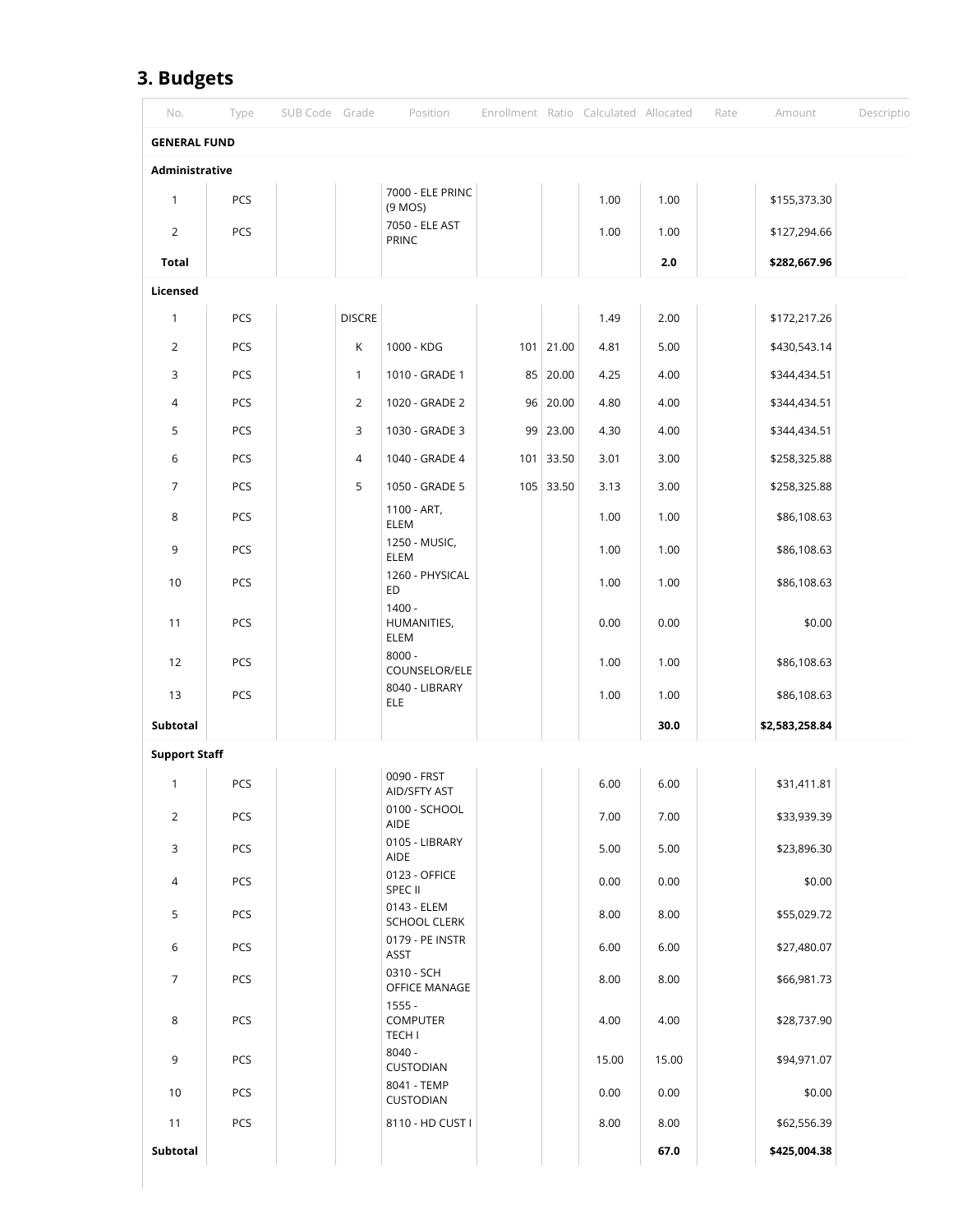## 3. Budgets

| No. | Type | SUB Code | Grade | Position | Enrollment | Ratio | Calculated | Allocated | Rate | Amount | Descriptio |
|---|---|---|---|---|---|---|---|---|---|---|---|
| **GENERAL FUND** | | | | | | | | | | | |
| **Administrative** | | | | | | | | | | | |
| 1 | PCS | | | 7000 - ELE PRINC (9 MOS) | | | 1.00 | 1.00 | | $155,373.30 | |
| 2 | PCS | | | 7050 - ELE AST PRINC | | | 1.00 | 1.00 | | $127,294.66 | |
| **Total** | | | | | | | | **2.0** | | **$282,667.96** | |
| **Licensed** | | | | | | | | | | | |
| 1 | PCS | | DISCRE | | | | 1.49 | 2.00 | | $172,217.26 | |
| 2 | PCS | | K | 1000 - KDG | 101 | 21.00 | 4.81 | 5.00 | | $430,543.14 | |
| 3 | PCS | | 1 | 1010 - GRADE 1 | 85 | 20.00 | 4.25 | 4.00 | | $344,434.51 | |
| 4 | PCS | | 2 | 1020 - GRADE 2 | 96 | 20.00 | 4.80 | 4.00 | | $344,434.51 | |
| 5 | PCS | | 3 | 1030 - GRADE 3 | 99 | 23.00 | 4.30 | 4.00 | | $344,434.51 | |
| 6 | PCS | | 4 | 1040 - GRADE 4 | 101 | 33.50 | 3.01 | 3.00 | | $258,325.88 | |
| 7 | PCS | | 5 | 1050 - GRADE 5 | 105 | 33.50 | 3.13 | 3.00 | | $258,325.88 | |
| 8 | PCS | | | 1100 - ART, ELEM | | | 1.00 | 1.00 | | $86,108.63 | |
| 9 | PCS | | | 1250 - MUSIC, ELEM | | | 1.00 | 1.00 | | $86,108.63 | |
| 10 | PCS | | | 1260 - PHYSICAL ED | | | 1.00 | 1.00 | | $86,108.63 | |
| 11 | PCS | | | 1400 - HUMANITIES, ELEM | | | 0.00 | 0.00 | | $0.00 | |
| 12 | PCS | | | 8000 - COUNSELOR/ELE | | | 1.00 | 1.00 | | $86,108.63 | |
| 13 | PCS | | | 8040 - LIBRARY ELE | | | 1.00 | 1.00 | | $86,108.63 | |
| **Subtotal** | | | | | | | | **30.0** | | **$2,583,258.84** | |
| **Support Staff** | | | | | | | | | | | |
| 1 | PCS | | | 0090 - FRST AID/SFTY AST | | | 6.00 | 6.00 | | $31,411.81 | |
| 2 | PCS | | | 0100 - SCHOOL AIDE | | | 7.00 | 7.00 | | $33,939.39 | |
| 3 | PCS | | | 0105 - LIBRARY AIDE | | | 5.00 | 5.00 | | $23,896.30 | |
| 4 | PCS | | | 0123 - OFFICE SPEC II | | | 0.00 | 0.00 | | $0.00 | |
| 5 | PCS | | | 0143 - ELEM SCHOOL CLERK | | | 8.00 | 8.00 | | $55,029.72 | |
| 6 | PCS | | | 0179 - PE INSTR ASST | | | 6.00 | 6.00 | | $27,480.07 | |
| 7 | PCS | | | 0310 - SCH OFFICE MANAGE | | | 8.00 | 8.00 | | $66,981.73 | |
| 8 | PCS | | | 1555 - COMPUTER TECH I | | | 4.00 | 4.00 | | $28,737.90 | |
| 9 | PCS | | | 8040 - CUSTODIAN | | | 15.00 | 15.00 | | $94,971.07 | |
| 10 | PCS | | | 8041 - TEMP CUSTODIAN | | | 0.00 | 0.00 | | $0.00 | |
| 11 | PCS | | | 8110 - HD CUST I | | | 8.00 | 8.00 | | $62,556.39 | |
| **Subtotal** | | | | | | | | **67.0** | | **$425,004.38** | |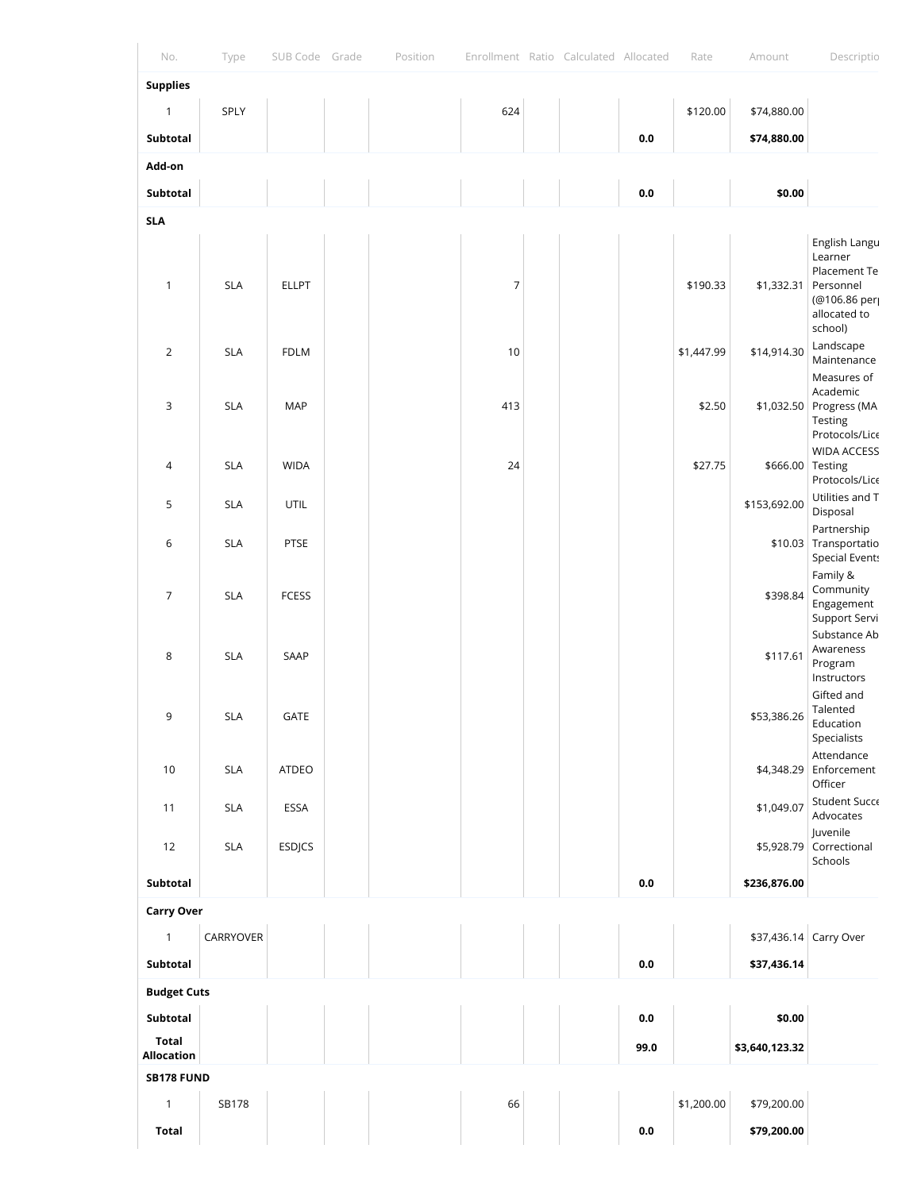| No. | Type | SUB Code | Grade | Position | Enrollment | Ratio | Calculated | Allocated | Rate | Amount | Descriptio |
|---|---|---|---|---|---|---|---|---|---|---|---|
| **Supplies** | | | | | | | | | | | |
| 1 | SPLY | | | | 624 | | | | $120.00 | $74,880.00 | |
| **Subtotal** | | | | | | | | **0.0** | | **$74,880.00** | |
| **Add-on** | | | | | | | | | | | |
| **Subtotal** | | | | | | | | **0.0** | | **$0.00** | |
| **SLA** | | | | | | | | | | | |
| 1 | SLA | ELLPT | | | 7 | | | | $190.33 | $1,332.31 | English Langu Learner Placement Te Personnel (@106.86 per allocated to school) |
| 2 | SLA | FDLM | | | 10 | | | | $1,447.99 | $14,914.30 | Landscape Maintenance |
| 3 | SLA | MAP | | | 413 | | | | $2.50 | $1,032.50 | Measures of Academic Progress (MA Testing Protocols/Lice |
| 4 | SLA | WIDA | | | 24 | | | | $27.75 | $666.00 | WIDA ACCESS Testing Protocols/Lice |
| 5 | SLA | UTIL | | | | | | | | $153,692.00 | Utilities and T Disposal |
| 6 | SLA | PTSE | | | | | | | | $10.03 | Partnership Transportatio Special Events |
| 7 | SLA | FCESS | | | | | | | | $398.84 | Family & Community Engagement Support Servi |
| 8 | SLA | SAAP | | | | | | | | $117.61 | Substance Ab Awareness Program Instructors |
| 9 | SLA | GATE | | | | | | | | $53,386.26 | Gifted and Talented Education Specialists |
| 10 | SLA | ATDEO | | | | | | | | $4,348.29 | Attendance Enforcement Officer |
| 11 | SLA | ESSA | | | | | | | | $1,049.07 | Student Succe Advocates |
| 12 | SLA | ESDJCS | | | | | | | | $5,928.79 | Juvenile Correctional Schools |
| **Subtotal** | | | | | | | | **0.0** | | **$236,876.00** | |
| **Carry Over** | | | | | | | | | | | |
| 1 | CARRYOVER | | | | | | | | | $37,436.14 | Carry Over |
| **Subtotal** | | | | | | | | **0.0** | | **$37,436.14** | |
| **Budget Cuts** | | | | | | | | | | | |
| **Subtotal** | | | | | | | | **0.0** | | **$0.00** | |
| **Total Allocation** | | | | | | | | **99.0** | | **$3,640,123.32** | |
| **SB178 FUND** | | | | | | | | | | | |
| 1 | SB178 | | | | 66 | | | | $1,200.00 | $79,200.00 | |
| **Total** | | | | | | | | **0.0** | | **$79,200.00** | |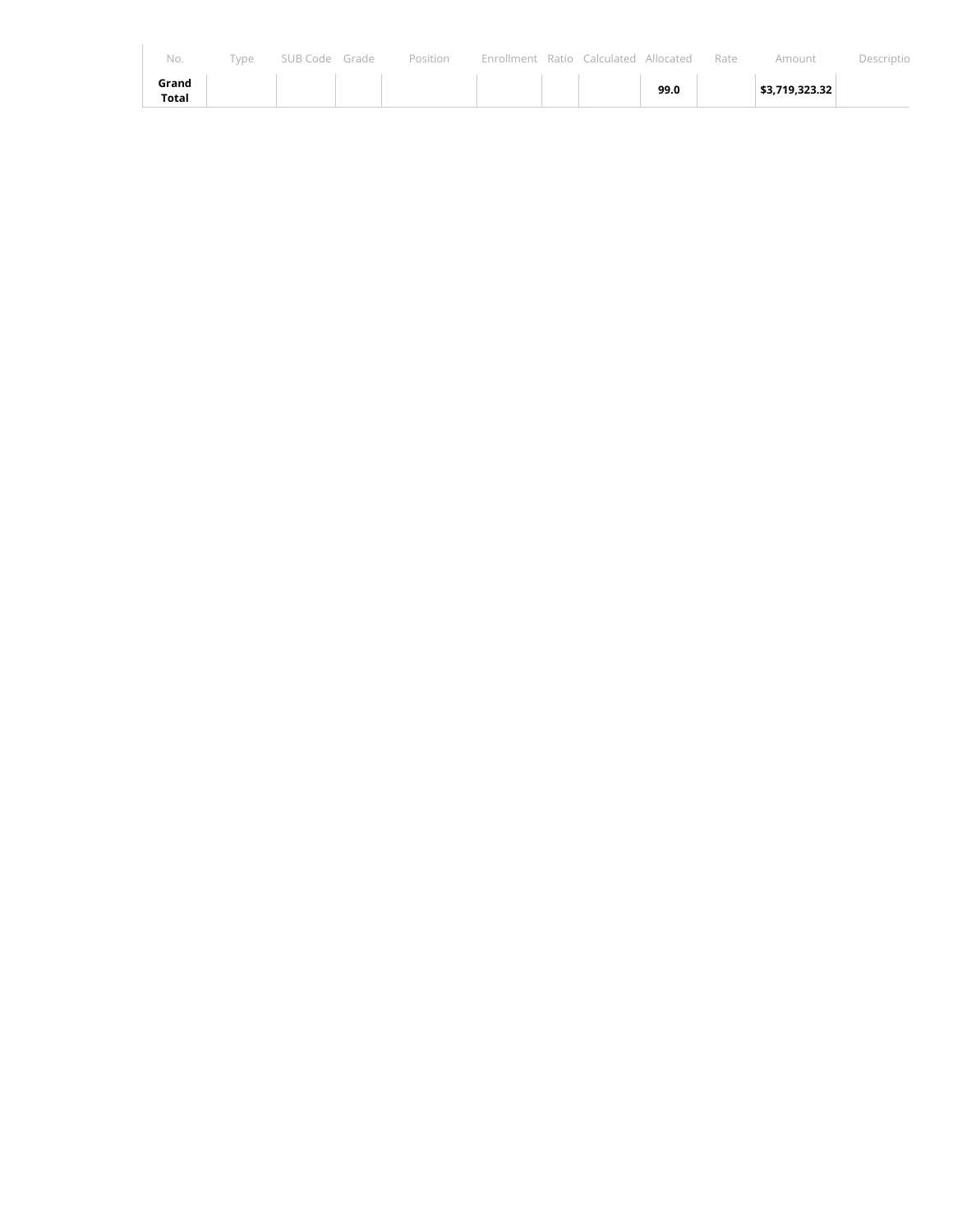| No. | Type | SUB Code | Grade | Position | Enrollment | Ratio | Calculated | Allocated | Rate | Amount | Descriptio |
| --- | --- | --- | --- | --- | --- | --- | --- | --- | --- | --- | --- |
| **Grand Total** | | | | | | | | **99.0** | | **$3,719,323.32** | |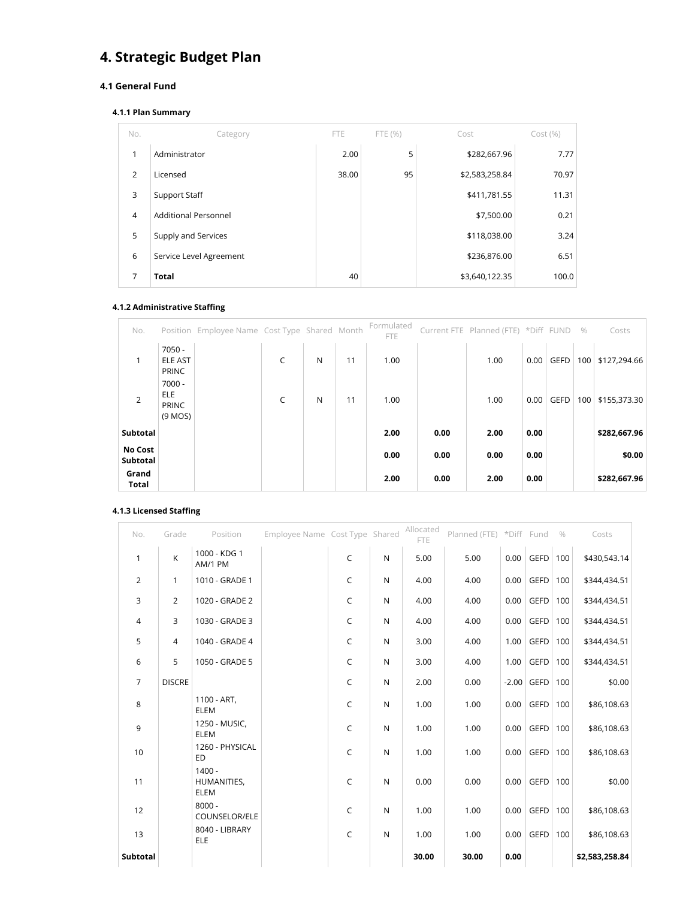# 4. Strategic Budget Plan

## 4.1 General Fund

### 4.1.1 Plan Summary

| No. | Category | FTE | FTE (%) | Cost | Cost (%) |
|---|---|---|---|---|---|
| 1 | Administrator | 2.00 | 5 | $282,667.96 | 7.77 |
| 2 | Licensed | 38.00 | 95 | $2,583,258.84 | 70.97 |
| 3 | Support Staff | | | $411,781.55 | 11.31 |
| 4 | Additional Personnel | | | $7,500.00 | 0.21 |
| 5 | Supply and Services | | | $118,038.00 | 3.24 |
| 6 | Service Level Agreement | | | $236,876.00 | 6.51 |
| 7 | **Total** | 40 | | $3,640,122.35 | 100.0 |

### 4.1.2 Administrative Staffing

| No. | Position | Employee Name | Cost Type | Shared | Month | Formulated FTE | Current FTE | Planned (FTE) | *Diff | FUND | % | Costs |
|---|---|---|---|---|---|---|---|---|---|---|---|---|
| 1 | 7050 - ELE AST PRINC | | C | N | 11 | 1.00 | | 1.00 | 0.00 | GEFD | 100 | $127,294.66 |
| 2 | 7000 - ELE PRINC (9 MOS) | | C | N | 11 | 1.00 | | 1.00 | 0.00 | GEFD | 100 | $155,373.30 |
| **Subtotal** | | | | | | **2.00** | **0.00** | **2.00** | **0.00** | | | **$282,667.96** |
| **No Cost Subtotal** | | | | | | **0.00** | **0.00** | **0.00** | **0.00** | | | **$0.00** |
| **Grand Total** | | | | | | **2.00** | **0.00** | **2.00** | **0.00** | | | **$282,667.96** |

### 4.1.3 Licensed Staffing

| No. | Grade | Position | Employee Name | Cost Type | Shared | Allocated FTE | Planned (FTE) | *Diff | Fund | % | Costs |
|---|---|---|---|---|---|---|---|---|---|---|---|
| 1 | K | 1000 - KDG 1 AM/1 PM | | C | N | 5.00 | 5.00 | 0.00 | GEFD | 100 | $430,543.14 |
| 2 | 1 | 1010 - GRADE 1 | | C | N | 4.00 | 4.00 | 0.00 | GEFD | 100 | $344,434.51 |
| 3 | 2 | 1020 - GRADE 2 | | C | N | 4.00 | 4.00 | 0.00 | GEFD | 100 | $344,434.51 |
| 4 | 3 | 1030 - GRADE 3 | | C | N | 4.00 | 4.00 | 0.00 | GEFD | 100 | $344,434.51 |
| 5 | 4 | 1040 - GRADE 4 | | C | N | 3.00 | 4.00 | 1.00 | GEFD | 100 | $344,434.51 |
| 6 | 5 | 1050 - GRADE 5 | | C | N | 3.00 | 4.00 | 1.00 | GEFD | 100 | $344,434.51 |
| 7 | DISCRE | | | C | N | 2.00 | 0.00 | -2.00 | GEFD | 100 | $0.00 |
| 8 | | 1100 - ART, ELEM | | C | N | 1.00 | 1.00 | 0.00 | GEFD | 100 | $86,108.63 |
| 9 | | 1250 - MUSIC, ELEM | | C | N | 1.00 | 1.00 | 0.00 | GEFD | 100 | $86,108.63 |
| 10 | | 1260 - PHYSICAL ED | | C | N | 1.00 | 1.00 | 0.00 | GEFD | 100 | $86,108.63 |
| 11 | | 1400 - HUMANITIES, ELEM | | C | N | 0.00 | 0.00 | 0.00 | GEFD | 100 | $0.00 |
| 12 | | 8000 - COUNSELOR/ELE | | C | N | 1.00 | 1.00 | 0.00 | GEFD | 100 | $86,108.63 |
| 13 | | 8040 - LIBRARY ELE | | C | N | 1.00 | 1.00 | 0.00 | GEFD | 100 | $86,108.63 |
| **Subtotal** | | | | | | **30.00** | **30.00** | **0.00** | | | **$2,583,258.84** |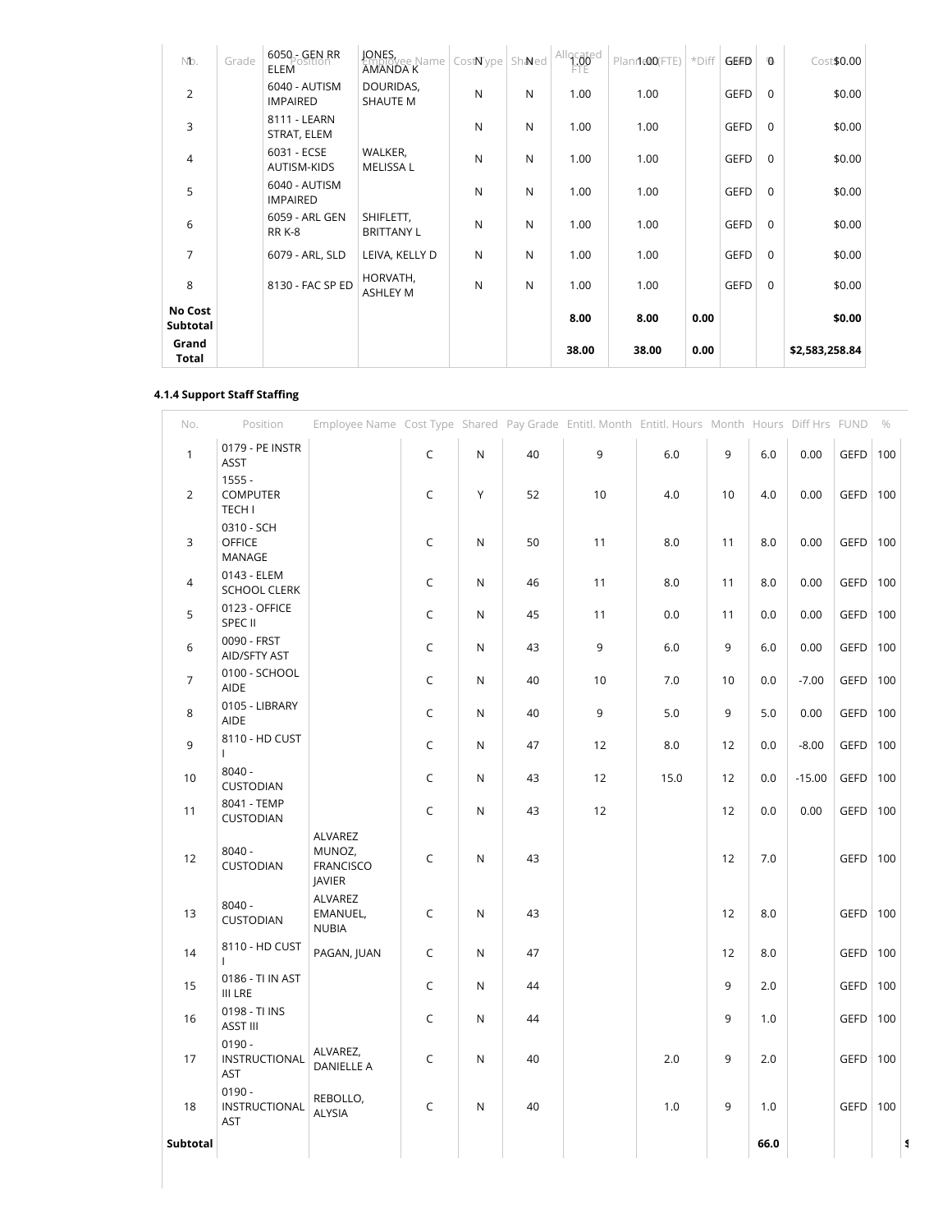| No. | Grade | Position | Employee Name | Cost Type | Shared | Allocated FTE | Planned (FTE) | *Diff | GEFD | 0 | Cost |
|---|---|---|---|---|---|---|---|---|---|---|---|
| 1 | | 6050 - GEN RR ELEM | JONES, AMANDA K | N | N | 1.00 | 1.00 | | GEFD | 0 | $0.00 |
| 2 | | 6040 - AUTISM IMPAIRED | DOURIDAS, SHAUTE M | N | N | 1.00 | 1.00 | | GEFD | 0 | $0.00 |
| 3 | | 8111 - LEARN STRAT, ELEM | | N | N | 1.00 | 1.00 | | GEFD | 0 | $0.00 |
| 4 | | 6031 - ECSE AUTISM-KIDS | WALKER, MELISSA L | N | N | 1.00 | 1.00 | | GEFD | 0 | $0.00 |
| 5 | | 6040 - AUTISM IMPAIRED | | N | N | 1.00 | 1.00 | | GEFD | 0 | $0.00 |
| 6 | | 6059 - ARL GEN RR K-8 | SHIFLETT, BRITTANY L | N | N | 1.00 | 1.00 | | GEFD | 0 | $0.00 |
| 7 | | 6079 - ARL, SLD | LEIVA, KELLY D | N | N | 1.00 | 1.00 | | GEFD | 0 | $0.00 |
| 8 | | 8130 - FAC SP ED | HORVATH, ASHLEY M | N | N | 1.00 | 1.00 | | GEFD | 0 | $0.00 |
| **No Cost Subtotal** | | | | | | **8.00** | **8.00** | **0.00** | | | **$0.00** |
| **Grand Total** | | | | | | **38.00** | **38.00** | **0.00** | | | **$2,583,258.84** |

#### 4.1.4 Support Staff Staffing

| No. | Position | Employee Name | Cost Type | Shared | Pay Grade | Entitl. Month | Entitl. Hours | Month | Hours | Diff Hrs | FUND | % |
|---|---|---|---|---|---|---|---|---|---|---|---|---|
| 1 | 0179 - PE INSTR ASST | | C | N | 40 | 9 | 6.0 | 9 | 6.0 | 0.00 | GEFD | 100 |
| 2 | 1555 - COMPUTER TECH I | | C | Y | 52 | 10 | 4.0 | 10 | 4.0 | 0.00 | GEFD | 100 |
| 3 | 0310 - SCH OFFICE MANAGE | | C | N | 50 | 11 | 8.0 | 11 | 8.0 | 0.00 | GEFD | 100 |
| 4 | 0143 - ELEM SCHOOL CLERK | | C | N | 46 | 11 | 8.0 | 11 | 8.0 | 0.00 | GEFD | 100 |
| 5 | 0123 - OFFICE SPEC II | | C | N | 45 | 11 | 0.0 | 11 | 0.0 | 0.00 | GEFD | 100 |
| 6 | 0090 - FRST AID/SFTY AST | | C | N | 43 | 9 | 6.0 | 9 | 6.0 | 0.00 | GEFD | 100 |
| 7 | 0100 - SCHOOL AIDE | | C | N | 40 | 10 | 7.0 | 10 | 0.0 | -7.00 | GEFD | 100 |
| 8 | 0105 - LIBRARY AIDE | | C | N | 40 | 9 | 5.0 | 9 | 5.0 | 0.00 | GEFD | 100 |
| 9 | 8110 - HD CUST I | | C | N | 47 | 12 | 8.0 | 12 | 0.0 | -8.00 | GEFD | 100 |
| 10 | 8040 - CUSTODIAN | | C | N | 43 | 12 | 15.0 | 12 | 0.0 | -15.00 | GEFD | 100 |
| 11 | 8041 - TEMP CUSTODIAN | | C | N | 43 | 12 | | 12 | 0.0 | 0.00 | GEFD | 100 |
| 12 | 8040 - CUSTODIAN | ALVAREZ MUNOZ, FRANCISCO JAVIER | C | N | 43 | | | 12 | 7.0 | | GEFD | 100 |
| 13 | 8040 - CUSTODIAN | ALVAREZ EMANUEL, NUBIA | C | N | 43 | | | 12 | 8.0 | | GEFD | 100 |
| 14 | 8110 - HD CUST I | PAGAN, JUAN | C | N | 47 | | | 12 | 8.0 | | GEFD | 100 |
| 15 | 0186 - TI IN AST III LRE | | C | N | 44 | | | 9 | 2.0 | | GEFD | 100 |
| 16 | 0198 - TI INS ASST III | | C | N | 44 | | | 9 | 1.0 | | GEFD | 100 |
| 17 | 0190 - INSTRUCTIONAL AST | ALVAREZ, DANIELLE A | C | N | 40 | | 2.0 | 9 | 2.0 | | GEFD | 100 |
| 18 | 0190 - INSTRUCTIONAL AST | REBOLLO, ALYSIA | C | N | 40 | | 1.0 | 9 | 1.0 | | GEFD | 100 |
| **Subtotal** | | | | | | | | | **66.0** | | | |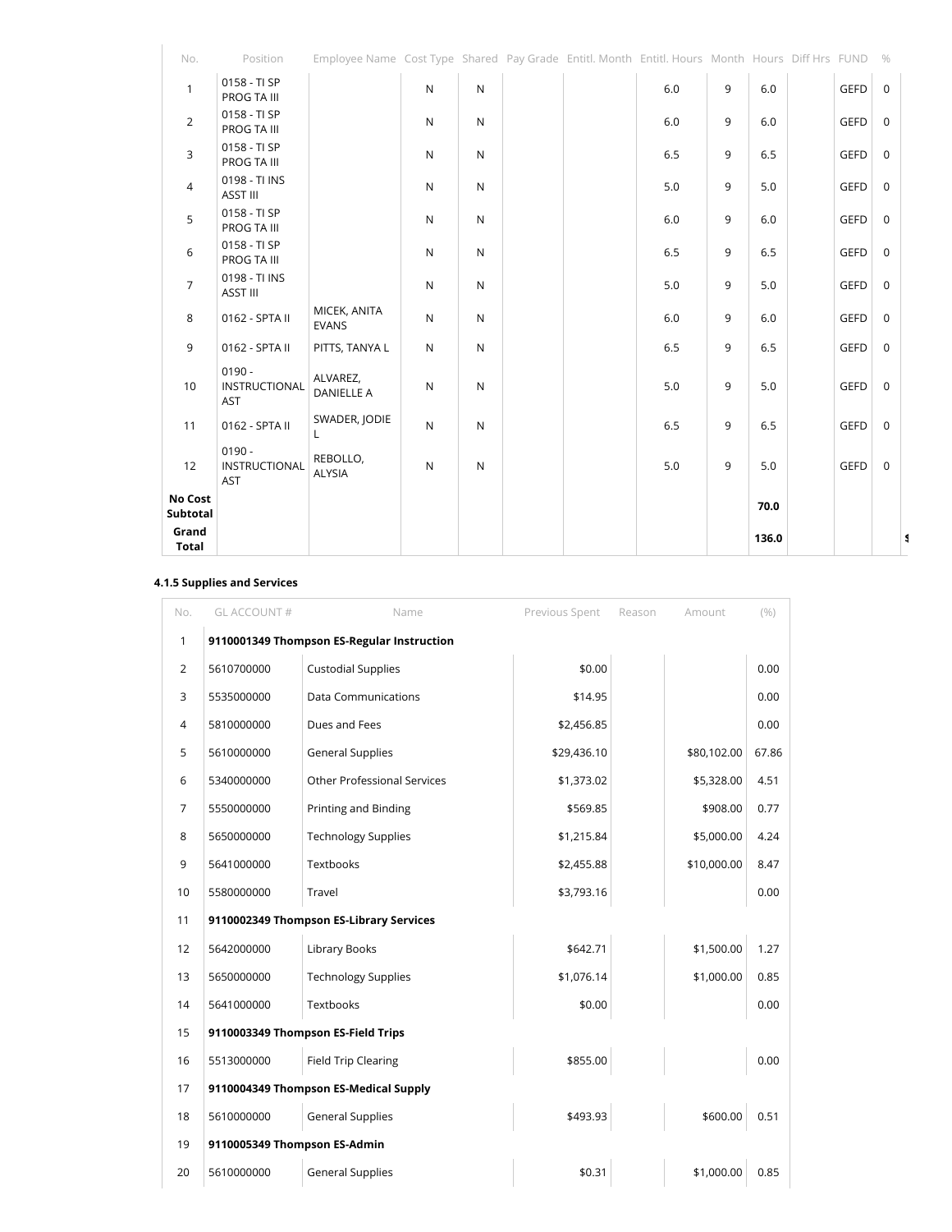| No. | Position | Employee Name | Cost Type | Shared | Pay Grade | Entitl. Month | Entitl. Hours | Month | Hours | Diff Hrs | FUND | % |
|---|---|---|---|---|---|---|---|---|---|---|---|---|
| 1 | 0158 - TI SP PROG TA III | | N | N | | | 6.0 | 9 | 6.0 | | GEFD | 0 |
| 2 | 0158 - TI SP PROG TA III | | N | N | | | 6.0 | 9 | 6.0 | | GEFD | 0 |
| 3 | 0158 - TI SP PROG TA III | | N | N | | | 6.5 | 9 | 6.5 | | GEFD | 0 |
| 4 | 0198 - TI INS ASST III | | N | N | | | 5.0 | 9 | 5.0 | | GEFD | 0 |
| 5 | 0158 - TI SP PROG TA III | | N | N | | | 6.0 | 9 | 6.0 | | GEFD | 0 |
| 6 | 0158 - TI SP PROG TA III | | N | N | | | 6.5 | 9 | 6.5 | | GEFD | 0 |
| 7 | 0198 - TI INS ASST III | | N | N | | | 5.0 | 9 | 5.0 | | GEFD | 0 |
| 8 | 0162 - SPTA II | MICEK, ANITA EVANS | N | N | | | 6.0 | 9 | 6.0 | | GEFD | 0 |
| 9 | 0162 - SPTA II | PITTS, TANYA L | N | N | | | 6.5 | 9 | 6.5 | | GEFD | 0 |
| 10 | 0190 - INSTRUCTIONAL AST | ALVAREZ, DANIELLE A | N | N | | | 5.0 | 9 | 5.0 | | GEFD | 0 |
| 11 | 0162 - SPTA II | SWADER, JODIE L | N | N | | | 6.5 | 9 | 6.5 | | GEFD | 0 |
| 12 | 0190 - INSTRUCTIONAL AST | REBOLLO, ALYSIA | N | N | | | 5.0 | 9 | 5.0 | | GEFD | 0 |
| **No Cost Subtotal** | | | | | | | | | **70.0** | | | |
| **Grand Total** | | | | | | | | | **136.0** | | | |

**4.1.5 Supplies and Services**

| No. | GL ACCOUNT # | Name | Previous Spent | Reason | Amount | (%) |
|---|---|---|---|---|---|---|
| 1 | **9110001349 Thompson ES-Regular Instruction** | | | | | |
| 2 | 5610700000 | Custodial Supplies | $0.00 | | | 0.00 |
| 3 | 5535000000 | Data Communications | $14.95 | | | 0.00 |
| 4 | 5810000000 | Dues and Fees | $2,456.85 | | | 0.00 |
| 5 | 5610000000 | General Supplies | $29,436.10 | | $80,102.00 | 67.86 |
| 6 | 5340000000 | Other Professional Services | $1,373.02 | | $5,328.00 | 4.51 |
| 7 | 5550000000 | Printing and Binding | $569.85 | | $908.00 | 0.77 |
| 8 | 5650000000 | Technology Supplies | $1,215.84 | | $5,000.00 | 4.24 |
| 9 | 5641000000 | Textbooks | $2,455.88 | | $10,000.00 | 8.47 |
| 10 | 5580000000 | Travel | $3,793.16 | | | 0.00 |
| 11 | **9110002349 Thompson ES-Library Services** | | | | | |
| 12 | 5642000000 | Library Books | $642.71 | | $1,500.00 | 1.27 |
| 13 | 5650000000 | Technology Supplies | $1,076.14 | | $1,000.00 | 0.85 |
| 14 | 5641000000 | Textbooks | $0.00 | | | 0.00 |
| 15 | **9110003349 Thompson ES-Field Trips** | | | | | |
| 16 | 5513000000 | Field Trip Clearing | $855.00 | | | 0.00 |
| 17 | **9110004349 Thompson ES-Medical Supply** | | | | | |
| 18 | 5610000000 | General Supplies | $493.93 | | $600.00 | 0.51 |
| 19 | **9110005349 Thompson ES-Admin** | | | | | |
| 20 | 5610000000 | General Supplies | $0.31 | | $1,000.00 | 0.85 |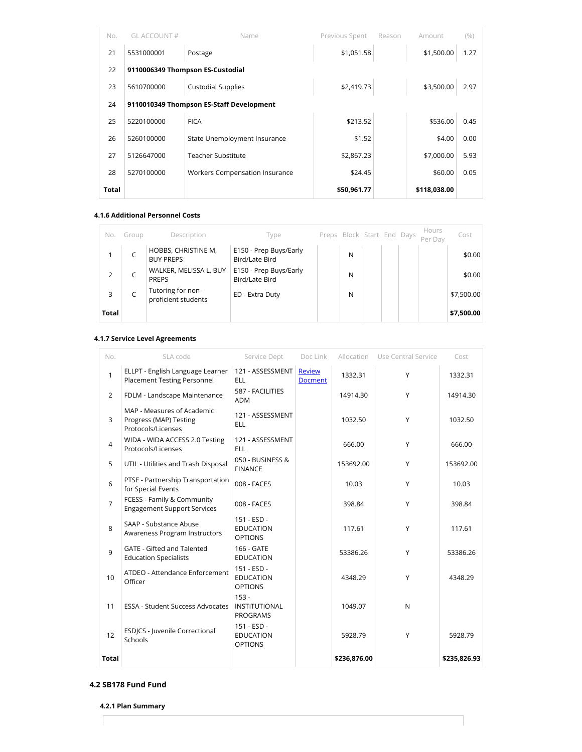| No. | GL ACCOUNT # | Name | Previous Spent | Reason | Amount | (%) |
|---|---|---|---|---|---|---|
| 21 | 5531000001 | Postage | $1,051.58 | | $1,500.00 | 1.27 |
| 22 | 9110006349 Thompson ES-Custodial | | | | | |
| 23 | 5610700000 | Custodial Supplies | $2,419.73 | | $3,500.00 | 2.97 |
| 24 | 9110010349 Thompson ES-Staff Development | | | | | |
| 25 | 5220100000 | FICA | $213.52 | | $536.00 | 0.45 |
| 26 | 5260100000 | State Unemployment Insurance | $1.52 | | $4.00 | 0.00 |
| 27 | 5126647000 | Teacher Substitute | $2,867.23 | | $7,000.00 | 5.93 |
| 28 | 5270100000 | Workers Compensation Insurance | $24.45 | | $60.00 | 0.05 |
| **Total** | | | **$50,961.77** | | **$118,038.00** | |

#### 4.1.6 Additional Personnel Costs

| No. | Group | Description | Type | Preps | Block | Start | End | Days | Hours Per Day | Cost |
|---|---|---|---|---|---|---|---|---|---|---|
| 1 | C | HOBBS, CHRISTINE M, BUY PREPS | E150 - Prep Buys/Early Bird/Late Bird | | N | | | | | $0.00 |
| 2 | C | WALKER, MELISSA L, BUY PREPS | E150 - Prep Buys/Early Bird/Late Bird | | N | | | | | $0.00 |
| 3 | C | Tutoring for non-proficient students | ED - Extra Duty | | N | | | | | $7,500.00 |
| **Total** | | | | | | | | | | **$7,500.00** |

#### 4.1.7 Service Level Agreements

| No. | SLA code | Service Dept | Doc Link | Allocation | Use Central Service | Cost |
|---|---|---|---|---|---|---|
| 1 | ELLPT - English Language Learner Placement Testing Personnel | 121 - ASSESSMENT ELL | Review Docment | 1332.31 | Y | 1332.31 |
| 2 | FDLM - Landscape Maintenance | 587 - FACILITIES ADM | | 14914.30 | Y | 14914.30 |
| 3 | MAP - Measures of Academic Progress (MAP) Testing Protocols/Licenses | 121 - ASSESSMENT ELL | | 1032.50 | Y | 1032.50 |
| 4 | WIDA - WIDA ACCESS 2.0 Testing Protocols/Licenses | 121 - ASSESSMENT ELL | | 666.00 | Y | 666.00 |
| 5 | UTIL - Utilities and Trash Disposal | 050 - BUSINESS & FINANCE | | 153692.00 | Y | 153692.00 |
| 6 | PTSE - Partnership Transportation for Special Events | 008 - FACES | | 10.03 | Y | 10.03 |
| 7 | FCESS - Family & Community Engagement Support Services | 008 - FACES | | 398.84 | Y | 398.84 |
| 8 | SAAP - Substance Abuse Awareness Program Instructors | 151 - ESD - EDUCATION OPTIONS | | 117.61 | Y | 117.61 |
| 9 | GATE - Gifted and Talented Education Specialists | 166 - GATE EDUCATION | | 53386.26 | Y | 53386.26 |
| 10 | ATDEO - Attendance Enforcement Officer | 151 - ESD - EDUCATION OPTIONS | | 4348.29 | Y | 4348.29 |
| 11 | ESSA - Student Success Advocates | 153 - INSTITUTIONAL PROGRAMS | | 1049.07 | N | |
| 12 | ESDJCS - Juvenile Correctional Schools | 151 - ESD - EDUCATION OPTIONS | | 5928.79 | Y | 5928.79 |
| **Total** | | | | **$236,876.00** | | **$235,826.93** |

### 4.2 SB178 Fund Fund

#### 4.2.1 Plan Summary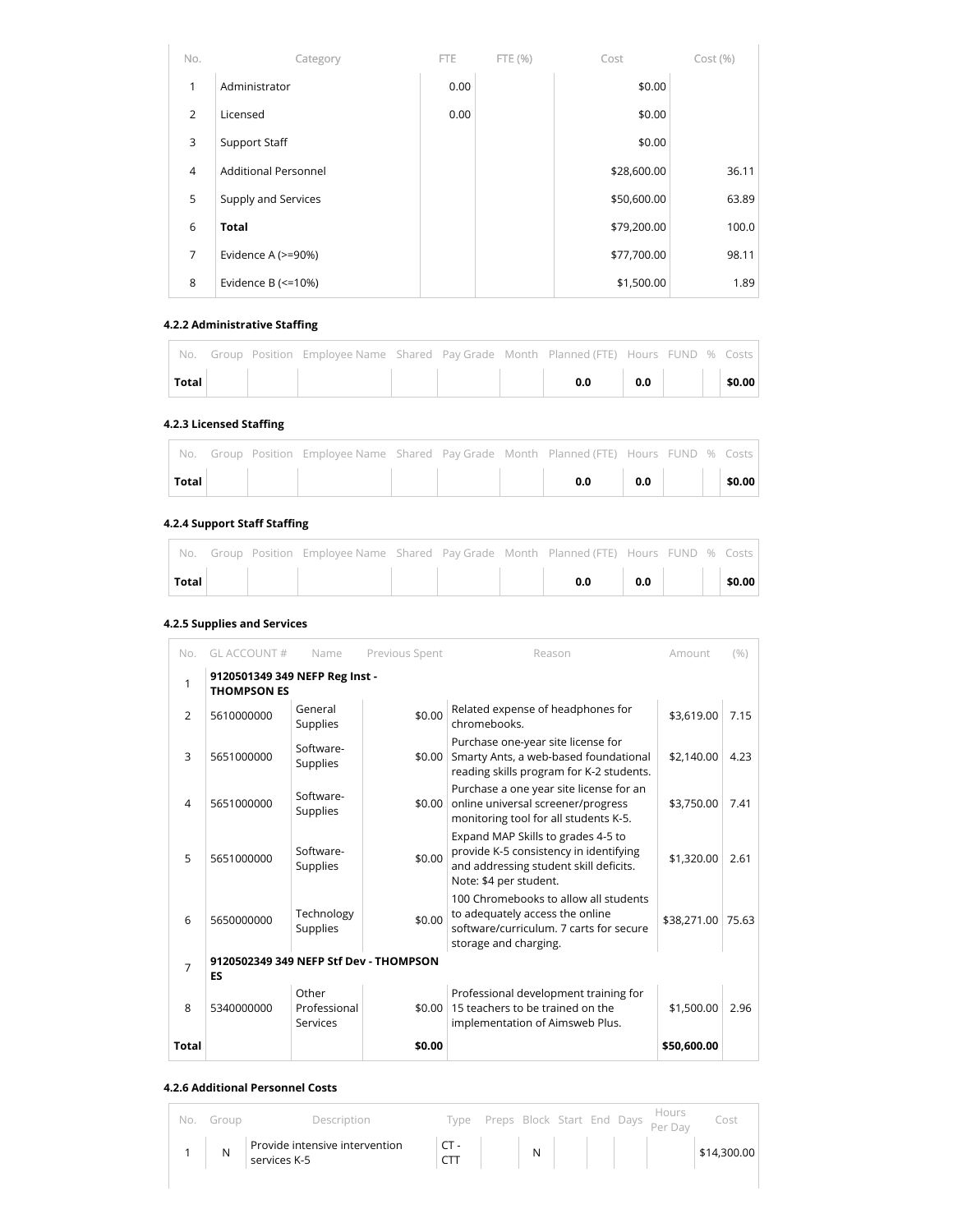| No. | Category | FTE | FTE (%) | Cost | Cost (%) |
|---|---|---|---|---|---|
| 1 | Administrator | 0.00 | | $0.00 | |
| 2 | Licensed | 0.00 | | $0.00 | |
| 3 | Support Staff | | | $0.00 | |
| 4 | Additional Personnel | | | $28,600.00 | 36.11 |
| 5 | Supply and Services | | | $50,600.00 | 63.89 |
| 6 | **Total** | | | $79,200.00 | 100.0 |
| 7 | Evidence A (>=90%) | | | $77,700.00 | 98.11 |
| 8 | Evidence B (<=10%) | | | $1,500.00 | 1.89 |

#### 4.2.2 Administrative Staffing

| No. | Group | Position | Employee Name | Shared | Pay Grade | Month | Planned (FTE) | Hours | FUND | % | Costs |
|---|---|---|---|---|---|---|---|---|---|---|---|
| **Total** | | | | | | | **0.0** | **0.0** | | | **$0.00** |

#### 4.2.3 Licensed Staffing

| No. | Group | Position | Employee Name | Shared | Pay Grade | Month | Planned (FTE) | Hours | FUND | % | Costs |
|---|---|---|---|---|---|---|---|---|---|---|---|
| **Total** | | | | | | | **0.0** | **0.0** | | | **$0.00** |

#### 4.2.4 Support Staff Staffing

| No. | Group | Position | Employee Name | Shared | Pay Grade | Month | Planned (FTE) | Hours | FUND | % | Costs |
|---|---|---|---|---|---|---|---|---|---|---|---|
| **Total** | | | | | | | **0.0** | **0.0** | | | **$0.00** |

#### 4.2.5 Supplies and Services

| No. | GL ACCOUNT # | Name | Previous Spent | Reason | Amount | (%) |
|---|---|---|---|---|---|---|
| 1 | **9120501349 349 NEFP Reg Inst - THOMPSON ES** | | | | | |
| 2 | 5610000000 | General Supplies | $0.00 | Related expense of headphones for chromebooks. | $3,619.00 | 7.15 |
| 3 | 5651000000 | Software-Supplies | $0.00 | Purchase one-year site license for Smarty Ants, a web-based foundational reading skills program for K-2 students. | $2,140.00 | 4.23 |
| 4 | 5651000000 | Software-Supplies | $0.00 | Purchase a one year site license for an online universal screener/progress monitoring tool for all students K-5. | $3,750.00 | 7.41 |
| 5 | 5651000000 | Software-Supplies | $0.00 | Expand MAP Skills to grades 4-5 to provide K-5 consistency in identifying and addressing student skill deficits. Note: $4 per student. | $1,320.00 | 2.61 |
| 6 | 5650000000 | Technology Supplies | $0.00 | 100 Chromebooks to allow all students to adequately access the online software/curriculum. 7 carts for secure storage and charging. | $38,271.00 | 75.63 |
| 7 | **9120502349 349 NEFP Stf Dev - THOMPSON ES** | | | | | |
| 8 | 5340000000 | Other Professional Services | $0.00 | Professional development training for 15 teachers to be trained on the implementation of Aimsweb Plus. | $1,500.00 | 2.96 |
| **Total** | | | **$0.00** | | **$50,600.00** | |

#### 4.2.6 Additional Personnel Costs

| No. | Group | Description | Type | Preps | Block | Start | End | Days | Hours Per Day | Cost |
|---|---|---|---|---|---|---|---|---|---|---|
| 1 | N | Provide intensive intervention services K-5 | CT - CTT | | N | | | | | $14,300.00 |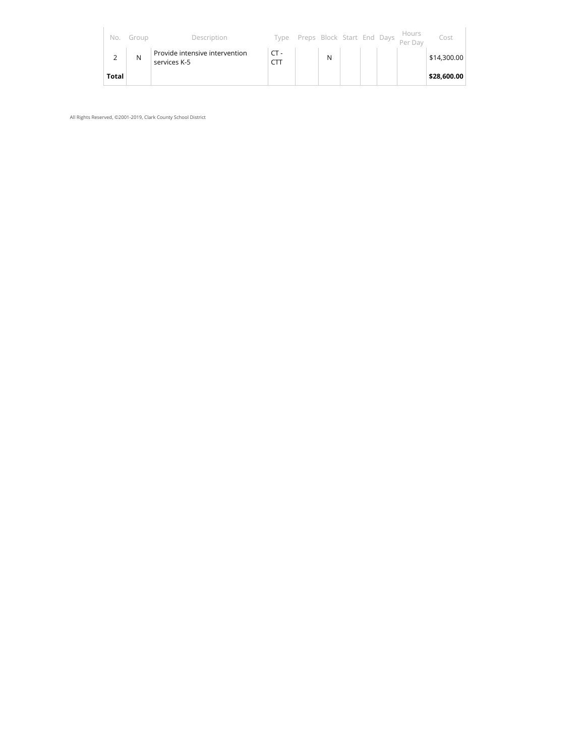| No. | Group | Description | Type | Preps | Block | Start | End | Days | Hours Per Day | Cost |
|---|---|---|---|---|---|---|---|---|---|---|
| 2 | N | Provide intensive intervention services K-5 | CT - CTT | | N | | | | | $14,300.00 |
| **Total** | | | | | | | | | | **$28,600.00** |

All Rights Reserved, ©2001-2019, Clark County School District